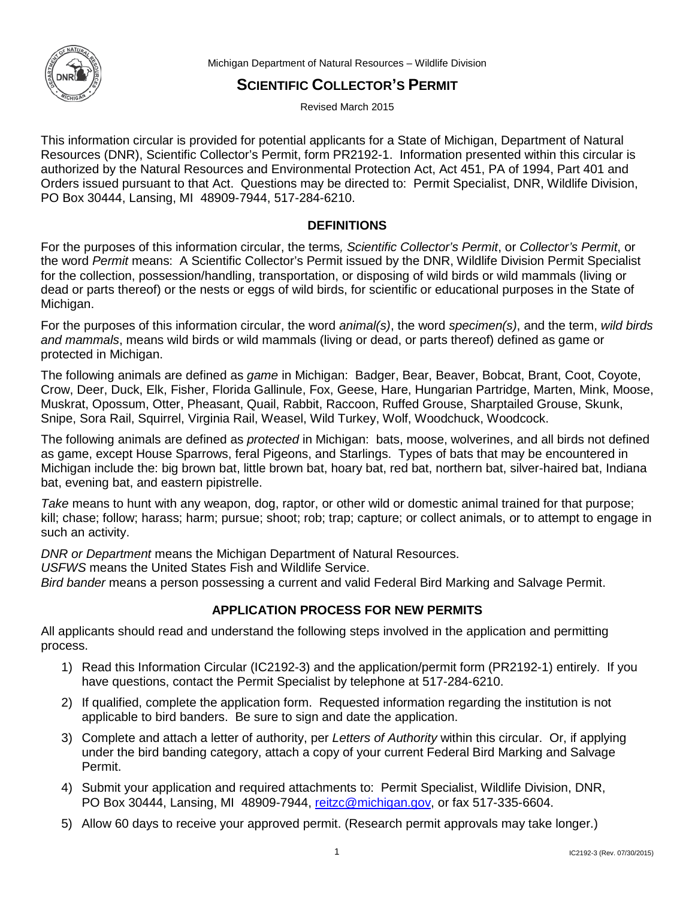Michigan Department of Natural Resources – Wildlife Division

# SCIENTIFIC COLLECTOR'S PERMIT

Revised March 2015

This information circular is provided for potential applicants for a State of Michigan, Department of Natural Resources (DNR), Scientific Collector's Permit, form PR2192-1. Information presented within this circular is authorized by the Natural Resources and Environmental Protection Act, Act 451, PA of 1994, Part 401 and Orders issued pursuant to that Act. Questions may be directed to: Permit Specialist, DNR, Wildlife Division, PO Box 30444, Lansing, MI 48909-7944, 517-284-6210.

## DEFINITIONS

For the purposes of this information circular, the terms*, Scientific Collector's Permit*, or *Collector's Permit*, or the word *Permit* means: A Scientific Collector's Permit issued by the DNR, Wildlife Division Permit Specialist for the collection, possession/handling, transportation, or disposing of wild birds or wild mammals (living or dead or parts thereof) or the nests or eggs of wild birds, for scientific or educational purposes in the State of Michigan.

For the purposes of this information circular, the word *animal(s)*, the word *specimen(s)*, and the term, *wild birds and mammals*, means wild birds or wild mammals (living or dead, or parts thereof) defined as game or protected in Michigan.

The following animals are defined as *game* in Michigan: Badger, Bear, Beaver, Bobcat, Brant, Coot, Coyote, Crow, Deer, Duck, Elk, Fisher, Florida Gallinule, Fox, Geese, Hare, Hungarian Partridge, Marten, Mink, Moose, Muskrat, Opossum, Otter, Pheasant, Quail, Rabbit, Raccoon, Ruffed Grouse, Sharptailed Grouse, Skunk, Snipe, Sora Rail, Squirrel, Virginia Rail, Weasel, Wild Turkey, Wolf, Woodchuck, Woodcock.

The following animals are defined as *protected* in Michigan: bats, moose, wolverines, and all birds not defined as game, except House Sparrows, feral Pigeons, and Starlings. Types of bats that may be encountered in Michigan include the: big brown bat, little brown bat, hoary bat, red bat, northern bat, silver-haired bat, Indiana bat, evening bat, and eastern pipistrelle.

*Take* means to hunt with any weapon, dog, raptor, or other wild or domestic animal trained for that purpose; kill; chase; follow; harass; harm; pursue; shoot; rob; trap; capture; or collect animals, or to attempt to engage in such an activity.

*DNR or Department* means the Michigan Department of Natural Resources.
*USFWS* means the United States Fish and Wildlife Service.
*Bird bander* means a person possessing a current and valid Federal Bird Marking and Salvage Permit.

## APPLICATION PROCESS FOR NEW PERMITS

All applicants should read and understand the following steps involved in the application and permitting process.

1) Read this Information Circular (IC2192-3) and the application/permit form (PR2192-1) entirely. If you have questions, contact the Permit Specialist by telephone at 517-284-6210.
2) If qualified, complete the application form. Requested information regarding the institution is not applicable to bird banders. Be sure to sign and date the application.
3) Complete and attach a letter of authority, per *Letters of Authority* within this circular. Or, if applying under the bird banding category, attach a copy of your current Federal Bird Marking and Salvage Permit.
4) Submit your application and required attachments to: Permit Specialist, Wildlife Division, DNR, PO Box 30444, Lansing, MI 48909-7944, reitzc@michigan.gov, or fax 517-335-6604.
5) Allow 60 days to receive your approved permit. (Research permit approvals may take longer.)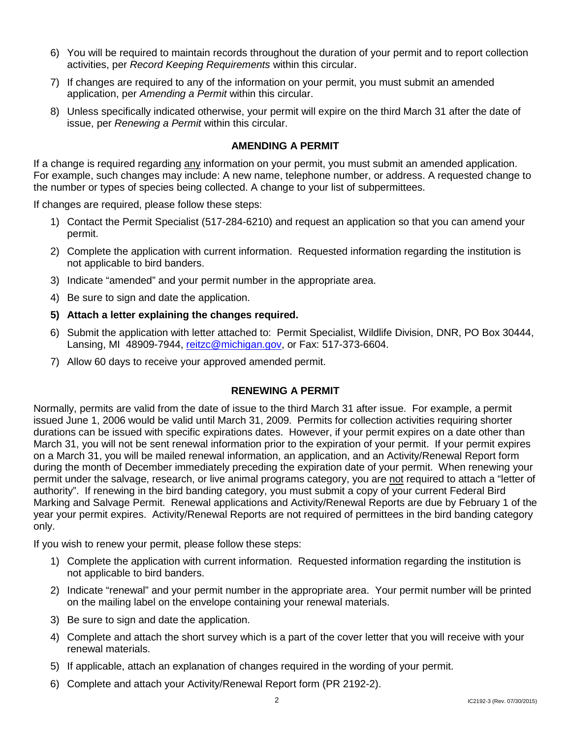6) You will be required to maintain records throughout the duration of your permit and to report collection activities, per *Record Keeping Requirements* within this circular.
7) If changes are required to any of the information on your permit, you must submit an amended application, per *Amending a Permit* within this circular.
8) Unless specifically indicated otherwise, your permit will expire on the third March 31 after the date of issue, per *Renewing a Permit* within this circular.

## AMENDING A PERMIT

If a change is required regarding any information on your permit, you must submit an amended application. For example, such changes may include: A new name, telephone number, or address. A requested change to the number or types of species being collected. A change to your list of subpermittees.

If changes are required, please follow these steps:

1) Contact the Permit Specialist (517-284-6210) and request an application so that you can amend your permit.
2) Complete the application with current information. Requested information regarding the institution is not applicable to bird banders.
3) Indicate "amended" and your permit number in the appropriate area.
4) Be sure to sign and date the application.
5) **Attach a letter explaining the changes required.**
6) Submit the application with letter attached to: Permit Specialist, Wildlife Division, DNR, PO Box 30444, Lansing, MI 48909-7944, reitzc@michigan.gov, or Fax: 517-373-6604.
7) Allow 60 days to receive your approved amended permit.

## RENEWING A PERMIT

Normally, permits are valid from the date of issue to the third March 31 after issue. For example, a permit issued June 1, 2006 would be valid until March 31, 2009. Permits for collection activities requiring shorter durations can be issued with specific expirations dates. However, if your permit expires on a date other than March 31, you will not be sent renewal information prior to the expiration of your permit. If your permit expires on a March 31, you will be mailed renewal information, an application, and an Activity/Renewal Report form during the month of December immediately preceding the expiration date of your permit. When renewing your permit under the salvage, research, or live animal programs category, you are not required to attach a "letter of authority". If renewing in the bird banding category, you must submit a copy of your current Federal Bird Marking and Salvage Permit. Renewal applications and Activity/Renewal Reports are due by February 1 of the year your permit expires. Activity/Renewal Reports are not required of permittees in the bird banding category only.

If you wish to renew your permit, please follow these steps:

1) Complete the application with current information. Requested information regarding the institution is not applicable to bird banders.
2) Indicate "renewal" and your permit number in the appropriate area. Your permit number will be printed on the mailing label on the envelope containing your renewal materials.
3) Be sure to sign and date the application.
4) Complete and attach the short survey which is a part of the cover letter that you will receive with your renewal materials.
5) If applicable, attach an explanation of changes required in the wording of your permit.
6) Complete and attach your Activity/Renewal Report form (PR 2192-2).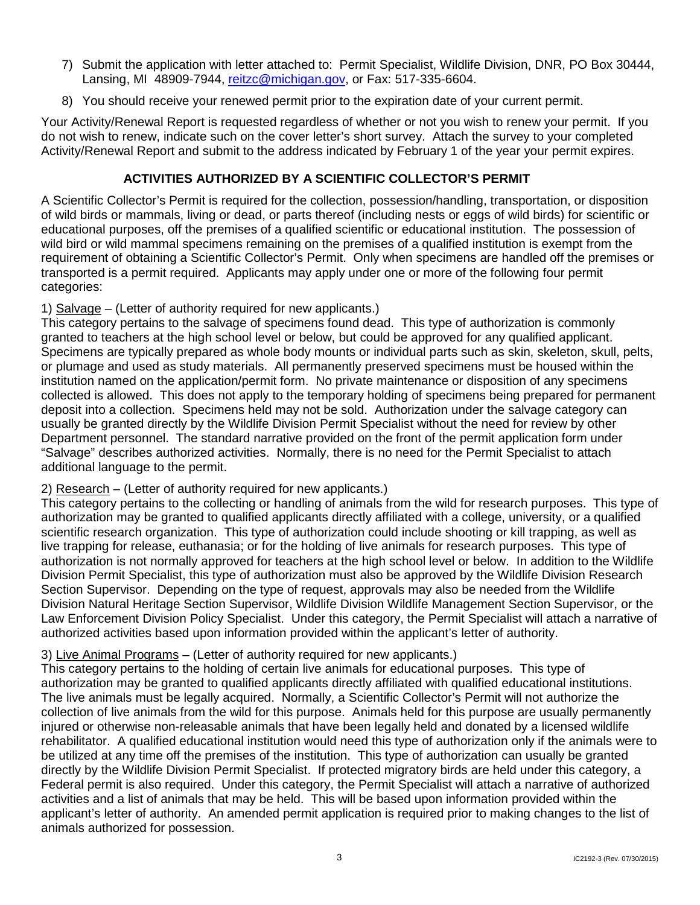7) Submit the application with letter attached to: Permit Specialist, Wildlife Division, DNR, PO Box 30444, Lansing, MI 48909-7944, reitzc@michigan.gov, or Fax: 517-335-6604.

8) You should receive your renewed permit prior to the expiration date of your current permit.

Your Activity/Renewal Report is requested regardless of whether or not you wish to renew your permit. If you do not wish to renew, indicate such on the cover letter's short survey. Attach the survey to your completed Activity/Renewal Report and submit to the address indicated by February 1 of the year your permit expires.

## ACTIVITIES AUTHORIZED BY A SCIENTIFIC COLLECTOR'S PERMIT

A Scientific Collector's Permit is required for the collection, possession/handling, transportation, or disposition of wild birds or mammals, living or dead, or parts thereof (including nests or eggs of wild birds) for scientific or educational purposes, off the premises of a qualified scientific or educational institution. The possession of wild bird or wild mammal specimens remaining on the premises of a qualified institution is exempt from the requirement of obtaining a Scientific Collector's Permit. Only when specimens are handled off the premises or transported is a permit required. Applicants may apply under one or more of the following four permit categories:

1) Salvage – (Letter of authority required for new applicants.)
This category pertains to the salvage of specimens found dead. This type of authorization is commonly granted to teachers at the high school level or below, but could be approved for any qualified applicant. Specimens are typically prepared as whole body mounts or individual parts such as skin, skeleton, skull, pelts, or plumage and used as study materials. All permanently preserved specimens must be housed within the institution named on the application/permit form. No private maintenance or disposition of any specimens collected is allowed. This does not apply to the temporary holding of specimens being prepared for permanent deposit into a collection. Specimens held may not be sold. Authorization under the salvage category can usually be granted directly by the Wildlife Division Permit Specialist without the need for review by other Department personnel. The standard narrative provided on the front of the permit application form under "Salvage" describes authorized activities. Normally, there is no need for the Permit Specialist to attach additional language to the permit.

2) Research – (Letter of authority required for new applicants.)
This category pertains to the collecting or handling of animals from the wild for research purposes. This type of authorization may be granted to qualified applicants directly affiliated with a college, university, or a qualified scientific research organization. This type of authorization could include shooting or kill trapping, as well as live trapping for release, euthanasia; or for the holding of live animals for research purposes. This type of authorization is not normally approved for teachers at the high school level or below. In addition to the Wildlife Division Permit Specialist, this type of authorization must also be approved by the Wildlife Division Research Section Supervisor. Depending on the type of request, approvals may also be needed from the Wildlife Division Natural Heritage Section Supervisor, Wildlife Division Wildlife Management Section Supervisor, or the Law Enforcement Division Policy Specialist. Under this category, the Permit Specialist will attach a narrative of authorized activities based upon information provided within the applicant's letter of authority.

3) Live Animal Programs – (Letter of authority required for new applicants.)
This category pertains to the holding of certain live animals for educational purposes. This type of authorization may be granted to qualified applicants directly affiliated with qualified educational institutions. The live animals must be legally acquired. Normally, a Scientific Collector's Permit will not authorize the collection of live animals from the wild for this purpose. Animals held for this purpose are usually permanently injured or otherwise non-releasable animals that have been legally held and donated by a licensed wildlife rehabilitator. A qualified educational institution would need this type of authorization only if the animals were to be utilized at any time off the premises of the institution. This type of authorization can usually be granted directly by the Wildlife Division Permit Specialist. If protected migratory birds are held under this category, a Federal permit is also required. Under this category, the Permit Specialist will attach a narrative of authorized activities and a list of animals that may be held. This will be based upon information provided within the applicant's letter of authority. An amended permit application is required prior to making changes to the list of animals authorized for possession.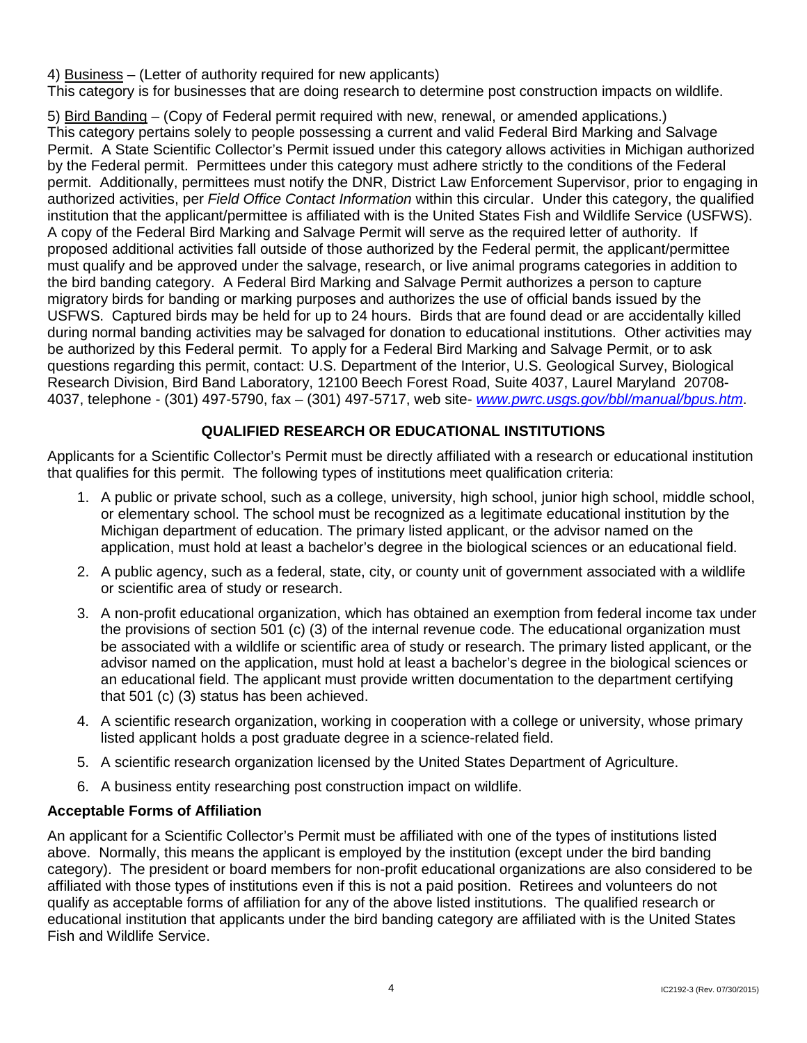4) Business – (Letter of authority required for new applicants)
This category is for businesses that are doing research to determine post construction impacts on wildlife.

5) Bird Banding – (Copy of Federal permit required with new, renewal, or amended applications.)
This category pertains solely to people possessing a current and valid Federal Bird Marking and Salvage Permit. A State Scientific Collector's Permit issued under this category allows activities in Michigan authorized by the Federal permit. Permittees under this category must adhere strictly to the conditions of the Federal permit. Additionally, permittees must notify the DNR, District Law Enforcement Supervisor, prior to engaging in authorized activities, per *Field Office Contact Information* within this circular. Under this category, the qualified institution that the applicant/permittee is affiliated with is the United States Fish and Wildlife Service (USFWS). A copy of the Federal Bird Marking and Salvage Permit will serve as the required letter of authority. If proposed additional activities fall outside of those authorized by the Federal permit, the applicant/permittee must qualify and be approved under the salvage, research, or live animal programs categories in addition to the bird banding category. A Federal Bird Marking and Salvage Permit authorizes a person to capture migratory birds for banding or marking purposes and authorizes the use of official bands issued by the USFWS. Captured birds may be held for up to 24 hours. Birds that are found dead or are accidentally killed during normal banding activities may be salvaged for donation to educational institutions. Other activities may be authorized by this Federal permit. To apply for a Federal Bird Marking and Salvage Permit, or to ask questions regarding this permit, contact: U.S. Department of the Interior, U.S. Geological Survey, Biological Research Division, Bird Band Laboratory, 12100 Beech Forest Road, Suite 4037, Laurel Maryland 20708-4037, telephone - (301) 497-5790, fax – (301) 497-5717, web site- *www.pwrc.usgs.gov/bbl/manual/bpus.htm*.

## QUALIFIED RESEARCH OR EDUCATIONAL INSTITUTIONS

Applicants for a Scientific Collector's Permit must be directly affiliated with a research or educational institution that qualifies for this permit. The following types of institutions meet qualification criteria:

1. A public or private school, such as a college, university, high school, junior high school, middle school, or elementary school. The school must be recognized as a legitimate educational institution by the Michigan department of education. The primary listed applicant, or the advisor named on the application, must hold at least a bachelor's degree in the biological sciences or an educational field.
2. A public agency, such as a federal, state, city, or county unit of government associated with a wildlife or scientific area of study or research.
3. A non-profit educational organization, which has obtained an exemption from federal income tax under the provisions of section 501 (c) (3) of the internal revenue code. The educational organization must be associated with a wildlife or scientific area of study or research. The primary listed applicant, or the advisor named on the application, must hold at least a bachelor's degree in the biological sciences or an educational field. The applicant must provide written documentation to the department certifying that 501 (c) (3) status has been achieved.
4. A scientific research organization, working in cooperation with a college or university, whose primary listed applicant holds a post graduate degree in a science-related field.
5. A scientific research organization licensed by the United States Department of Agriculture.
6. A business entity researching post construction impact on wildlife.

### Acceptable Forms of Affiliation

An applicant for a Scientific Collector's Permit must be affiliated with one of the types of institutions listed above. Normally, this means the applicant is employed by the institution (except under the bird banding category). The president or board members for non-profit educational organizations are also considered to be affiliated with those types of institutions even if this is not a paid position. Retirees and volunteers do not qualify as acceptable forms of affiliation for any of the above listed institutions. The qualified research or educational institution that applicants under the bird banding category are affiliated with is the United States Fish and Wildlife Service.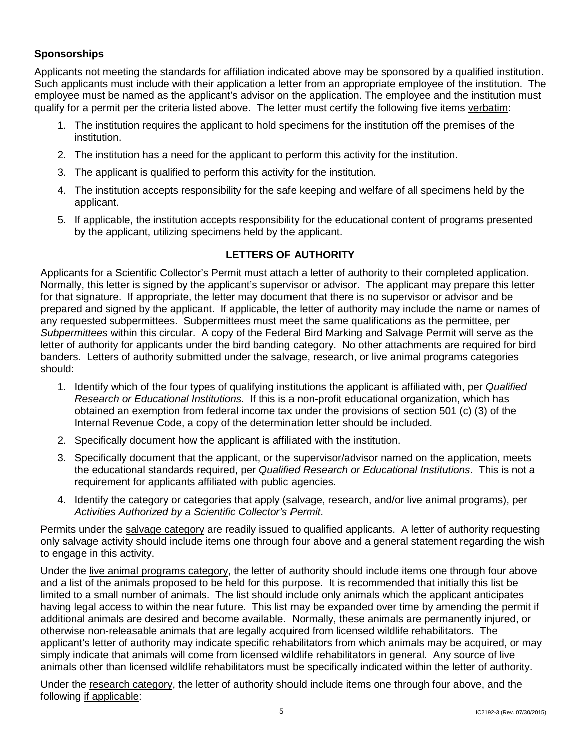### Sponsorships

Applicants not meeting the standards for affiliation indicated above may be sponsored by a qualified institution. Such applicants must include with their application a letter from an appropriate employee of the institution. The employee must be named as the applicant's advisor on the application. The employee and the institution must qualify for a permit per the criteria listed above. The letter must certify the following five items verbatim:

1. The institution requires the applicant to hold specimens for the institution off the premises of the institution.
2. The institution has a need for the applicant to perform this activity for the institution.
3. The applicant is qualified to perform this activity for the institution.
4. The institution accepts responsibility for the safe keeping and welfare of all specimens held by the applicant.
5. If applicable, the institution accepts responsibility for the educational content of programs presented by the applicant, utilizing specimens held by the applicant.

## LETTERS OF AUTHORITY

Applicants for a Scientific Collector's Permit must attach a letter of authority to their completed application. Normally, this letter is signed by the applicant's supervisor or advisor. The applicant may prepare this letter for that signature. If appropriate, the letter may document that there is no supervisor or advisor and be prepared and signed by the applicant. If applicable, the letter of authority may include the name or names of any requested subpermittees. Subpermittees must meet the same qualifications as the permittee, per *Subpermittees* within this circular. A copy of the Federal Bird Marking and Salvage Permit will serve as the letter of authority for applicants under the bird banding category. No other attachments are required for bird banders. Letters of authority submitted under the salvage, research, or live animal programs categories should:

1. Identify which of the four types of qualifying institutions the applicant is affiliated with, per *Qualified Research or Educational Institutions*. If this is a non-profit educational organization, which has obtained an exemption from federal income tax under the provisions of section 501 (c) (3) of the Internal Revenue Code, a copy of the determination letter should be included.
2. Specifically document how the applicant is affiliated with the institution.
3. Specifically document that the applicant, or the supervisor/advisor named on the application, meets the educational standards required, per *Qualified Research or Educational Institutions*. This is not a requirement for applicants affiliated with public agencies.
4. Identify the category or categories that apply (salvage, research, and/or live animal programs), per *Activities Authorized by a Scientific Collector's Permit*.

Permits under the salvage category are readily issued to qualified applicants. A letter of authority requesting only salvage activity should include items one through four above and a general statement regarding the wish to engage in this activity.

Under the live animal programs category, the letter of authority should include items one through four above and a list of the animals proposed to be held for this purpose. It is recommended that initially this list be limited to a small number of animals. The list should include only animals which the applicant anticipates having legal access to within the near future. This list may be expanded over time by amending the permit if additional animals are desired and become available. Normally, these animals are permanently injured, or otherwise non-releasable animals that are legally acquired from licensed wildlife rehabilitators. The applicant's letter of authority may indicate specific rehabilitators from which animals may be acquired, or may simply indicate that animals will come from licensed wildlife rehabilitators in general. Any source of live animals other than licensed wildlife rehabilitators must be specifically indicated within the letter of authority.

Under the research category, the letter of authority should include items one through four above, and the following if applicable: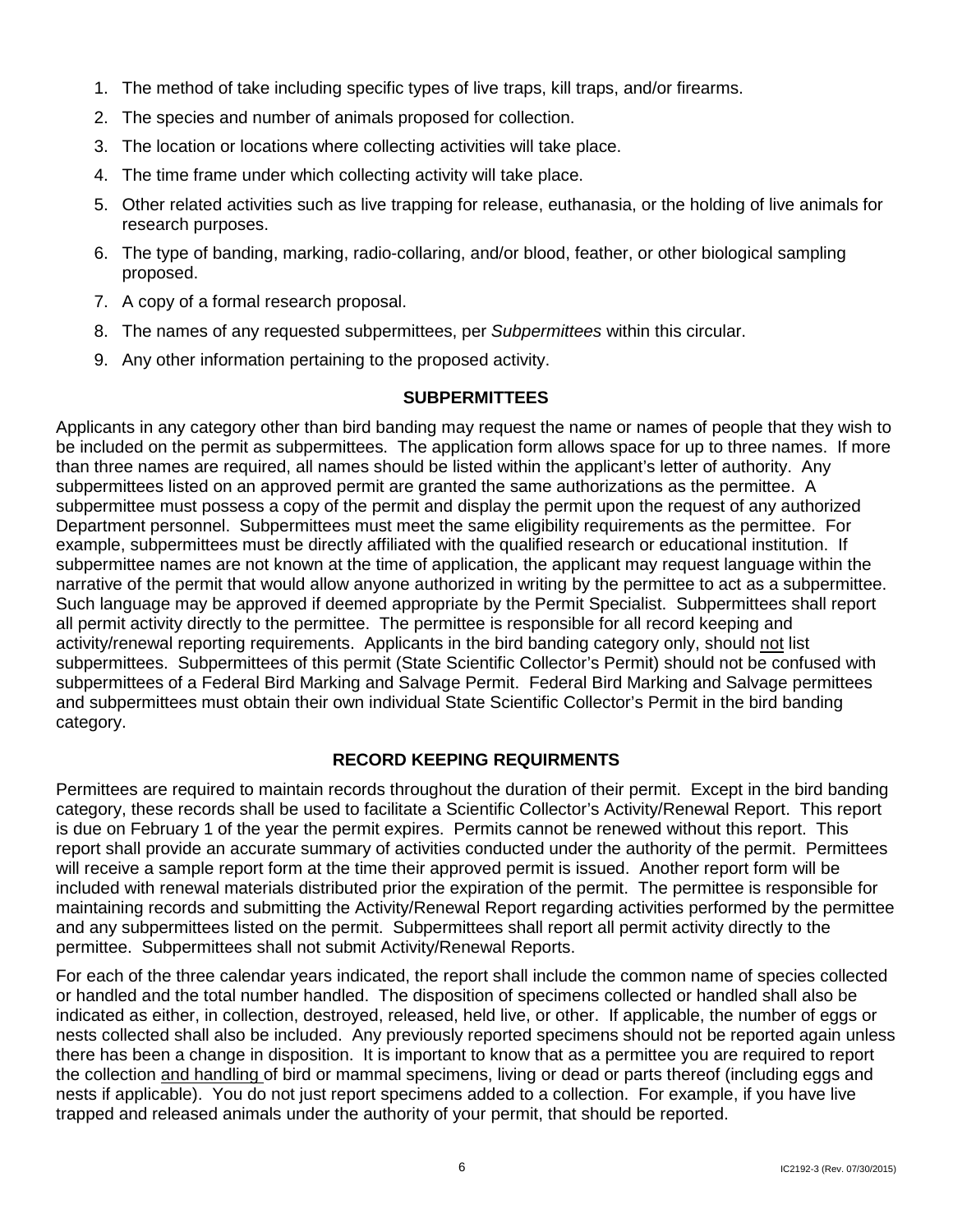1. The method of take including specific types of live traps, kill traps, and/or firearms.
2. The species and number of animals proposed for collection.
3. The location or locations where collecting activities will take place.
4. The time frame under which collecting activity will take place.
5. Other related activities such as live trapping for release, euthanasia, or the holding of live animals for research purposes.
6. The type of banding, marking, radio-collaring, and/or blood, feather, or other biological sampling proposed.
7. A copy of a formal research proposal.
8. The names of any requested subpermittees, per *Subpermittees* within this circular.
9. Any other information pertaining to the proposed activity.

## SUBPERMITTEES

Applicants in any category other than bird banding may request the name or names of people that they wish to be included on the permit as subpermittees. The application form allows space for up to three names. If more than three names are required, all names should be listed within the applicant's letter of authority. Any subpermittees listed on an approved permit are granted the same authorizations as the permittee. A subpermittee must possess a copy of the permit and display the permit upon the request of any authorized Department personnel. Subpermittees must meet the same eligibility requirements as the permittee. For example, subpermittees must be directly affiliated with the qualified research or educational institution. If subpermittee names are not known at the time of application, the applicant may request language within the narrative of the permit that would allow anyone authorized in writing by the permittee to act as a subpermittee. Such language may be approved if deemed appropriate by the Permit Specialist. Subpermittees shall report all permit activity directly to the permittee. The permittee is responsible for all record keeping and activity/renewal reporting requirements. Applicants in the bird banding category only, should not list subpermittees. Subpermittees of this permit (State Scientific Collector's Permit) should not be confused with subpermittees of a Federal Bird Marking and Salvage Permit. Federal Bird Marking and Salvage permittees and subpermittees must obtain their own individual State Scientific Collector's Permit in the bird banding category.

## RECORD KEEPING REQUIRMENTS

Permittees are required to maintain records throughout the duration of their permit. Except in the bird banding category, these records shall be used to facilitate a Scientific Collector's Activity/Renewal Report. This report is due on February 1 of the year the permit expires. Permits cannot be renewed without this report. This report shall provide an accurate summary of activities conducted under the authority of the permit. Permittees will receive a sample report form at the time their approved permit is issued. Another report form will be included with renewal materials distributed prior the expiration of the permit. The permittee is responsible for maintaining records and submitting the Activity/Renewal Report regarding activities performed by the permittee and any subpermittees listed on the permit. Subpermittees shall report all permit activity directly to the permittee. Subpermittees shall not submit Activity/Renewal Reports.

For each of the three calendar years indicated, the report shall include the common name of species collected or handled and the total number handled. The disposition of specimens collected or handled shall also be indicated as either, in collection, destroyed, released, held live, or other. If applicable, the number of eggs or nests collected shall also be included. Any previously reported specimens should not be reported again unless there has been a change in disposition. It is important to know that as a permittee you are required to report the collection and handling of bird or mammal specimens, living or dead or parts thereof (including eggs and nests if applicable). You do not just report specimens added to a collection. For example, if you have live trapped and released animals under the authority of your permit, that should be reported.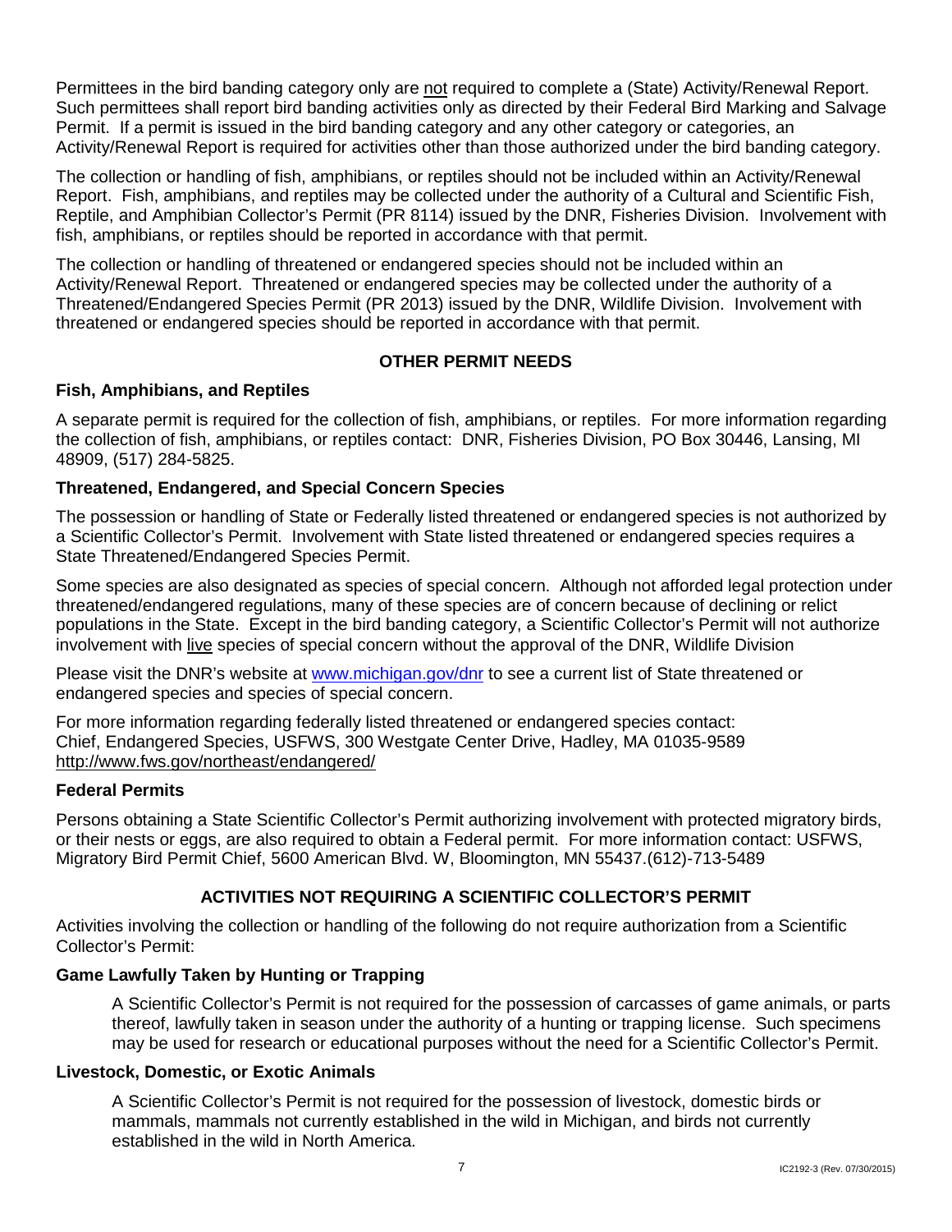Permittees in the bird banding category only are not required to complete a (State) Activity/Renewal Report. Such permittees shall report bird banding activities only as directed by their Federal Bird Marking and Salvage Permit. If a permit is issued in the bird banding category and any other category or categories, an Activity/Renewal Report is required for activities other than those authorized under the bird banding category.

The collection or handling of fish, amphibians, or reptiles should not be included within an Activity/Renewal Report. Fish, amphibians, and reptiles may be collected under the authority of a Cultural and Scientific Fish, Reptile, and Amphibian Collector's Permit (PR 8114) issued by the DNR, Fisheries Division. Involvement with fish, amphibians, or reptiles should be reported in accordance with that permit.

The collection or handling of threatened or endangered species should not be included within an Activity/Renewal Report. Threatened or endangered species may be collected under the authority of a Threatened/Endangered Species Permit (PR 2013) issued by the DNR, Wildlife Division. Involvement with threatened or endangered species should be reported in accordance with that permit.

## OTHER PERMIT NEEDS

### Fish, Amphibians, and Reptiles

A separate permit is required for the collection of fish, amphibians, or reptiles. For more information regarding the collection of fish, amphibians, or reptiles contact: DNR, Fisheries Division, PO Box 30446, Lansing, MI 48909, (517) 284-5825.

### Threatened, Endangered, and Special Concern Species

The possession or handling of State or Federally listed threatened or endangered species is not authorized by a Scientific Collector's Permit. Involvement with State listed threatened or endangered species requires a State Threatened/Endangered Species Permit.

Some species are also designated as species of special concern. Although not afforded legal protection under threatened/endangered regulations, many of these species are of concern because of declining or relict populations in the State. Except in the bird banding category, a Scientific Collector's Permit will not authorize involvement with live species of special concern without the approval of the DNR, Wildlife Division

Please visit the DNR's website at www.michigan.gov/dnr to see a current list of State threatened or endangered species and species of special concern.

For more information regarding federally listed threatened or endangered species contact:
Chief, Endangered Species, USFWS, 300 Westgate Center Drive, Hadley, MA 01035-9589
http://www.fws.gov/northeast/endangered/

### Federal Permits

Persons obtaining a State Scientific Collector's Permit authorizing involvement with protected migratory birds, or their nests or eggs, are also required to obtain a Federal permit. For more information contact: USFWS, Migratory Bird Permit Chief, 5600 American Blvd. W, Bloomington, MN 55437.(612)-713-5489

## ACTIVITIES NOT REQUIRING A SCIENTIFIC COLLECTOR'S PERMIT

Activities involving the collection or handling of the following do not require authorization from a Scientific Collector's Permit:

### Game Lawfully Taken by Hunting or Trapping

A Scientific Collector's Permit is not required for the possession of carcasses of game animals, or parts thereof, lawfully taken in season under the authority of a hunting or trapping license. Such specimens may be used for research or educational purposes without the need for a Scientific Collector's Permit.

### Livestock, Domestic, or Exotic Animals

A Scientific Collector's Permit is not required for the possession of livestock, domestic birds or mammals, mammals not currently established in the wild in Michigan, and birds not currently established in the wild in North America.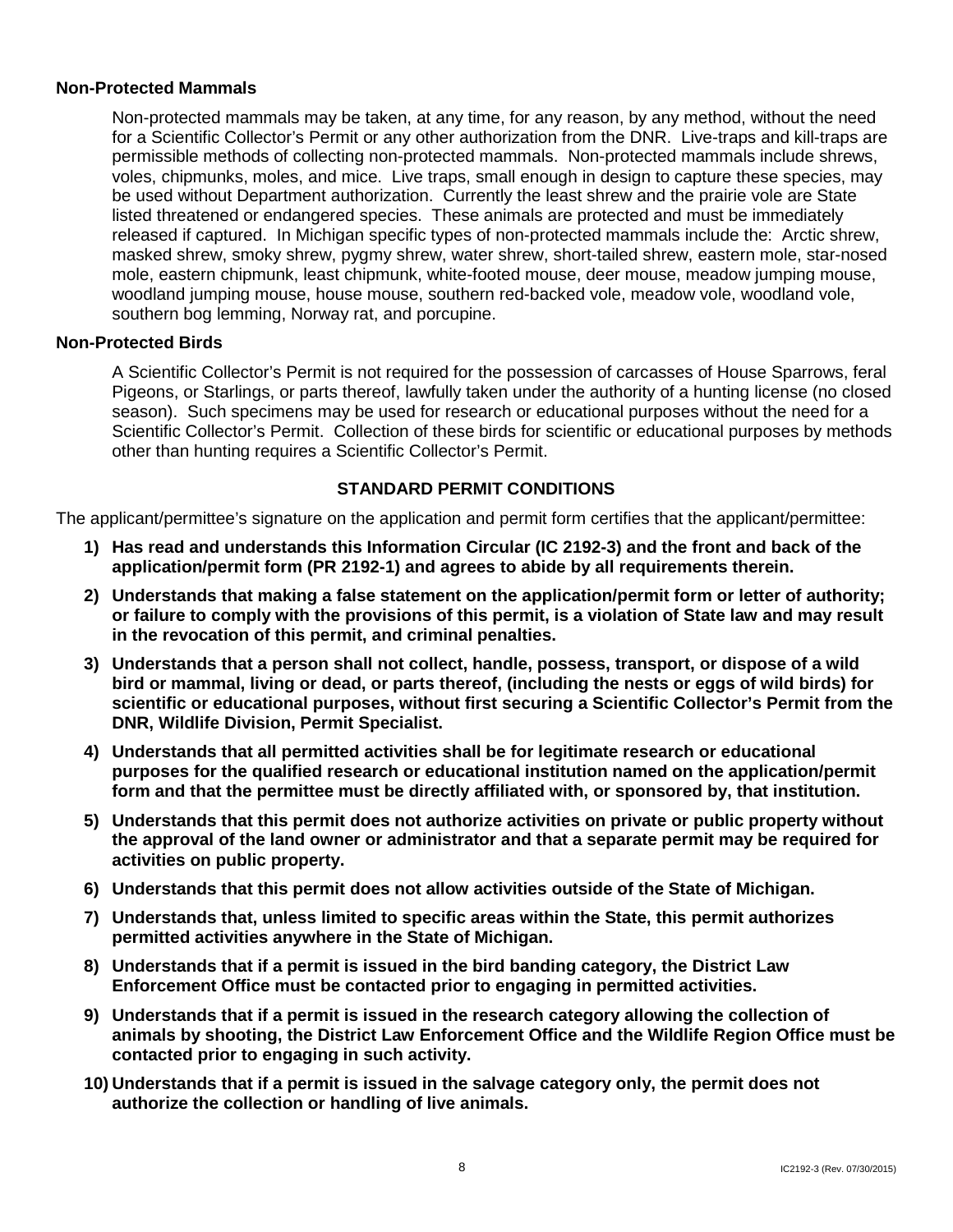**Non-Protected Mammals**

Non-protected mammals may be taken, at any time, for any reason, by any method, without the need for a Scientific Collector's Permit or any other authorization from the DNR. Live-traps and kill-traps are permissible methods of collecting non-protected mammals. Non-protected mammals include shrews, voles, chipmunks, moles, and mice. Live traps, small enough in design to capture these species, may be used without Department authorization. Currently the least shrew and the prairie vole are State listed threatened or endangered species. These animals are protected and must be immediately released if captured. In Michigan specific types of non-protected mammals include the: Arctic shrew, masked shrew, smoky shrew, pygmy shrew, water shrew, short-tailed shrew, eastern mole, star-nosed mole, eastern chipmunk, least chipmunk, white-footed mouse, deer mouse, meadow jumping mouse, woodland jumping mouse, house mouse, southern red-backed vole, meadow vole, woodland vole, southern bog lemming, Norway rat, and porcupine.

**Non-Protected Birds**

A Scientific Collector's Permit is not required for the possession of carcasses of House Sparrows, feral Pigeons, or Starlings, or parts thereof, lawfully taken under the authority of a hunting license (no closed season). Such specimens may be used for research or educational purposes without the need for a Scientific Collector's Permit. Collection of these birds for scientific or educational purposes by methods other than hunting requires a Scientific Collector's Permit.

## STANDARD PERMIT CONDITIONS

The applicant/permittee's signature on the application and permit form certifies that the applicant/permittee:

1) **Has read and understands this Information Circular (IC 2192-3) and the front and back of the application/permit form (PR 2192-1) and agrees to abide by all requirements therein.**
2) **Understands that making a false statement on the application/permit form or letter of authority; or failure to comply with the provisions of this permit, is a violation of State law and may result in the revocation of this permit, and criminal penalties.**
3) **Understands that a person shall not collect, handle, possess, transport, or dispose of a wild bird or mammal, living or dead, or parts thereof, (including the nests or eggs of wild birds) for scientific or educational purposes, without first securing a Scientific Collector's Permit from the DNR, Wildlife Division, Permit Specialist.**
4) **Understands that all permitted activities shall be for legitimate research or educational purposes for the qualified research or educational institution named on the application/permit form and that the permittee must be directly affiliated with, or sponsored by, that institution.**
5) **Understands that this permit does not authorize activities on private or public property without the approval of the land owner or administrator and that a separate permit may be required for activities on public property.**
6) **Understands that this permit does not allow activities outside of the State of Michigan.**
7) **Understands that, unless limited to specific areas within the State, this permit authorizes permitted activities anywhere in the State of Michigan.**
8) **Understands that if a permit is issued in the bird banding category, the District Law Enforcement Office must be contacted prior to engaging in permitted activities.**
9) **Understands that if a permit is issued in the research category allowing the collection of animals by shooting, the District Law Enforcement Office and the Wildlife Region Office must be contacted prior to engaging in such activity.**
10) **Understands that if a permit is issued in the salvage category only, the permit does not authorize the collection or handling of live animals.**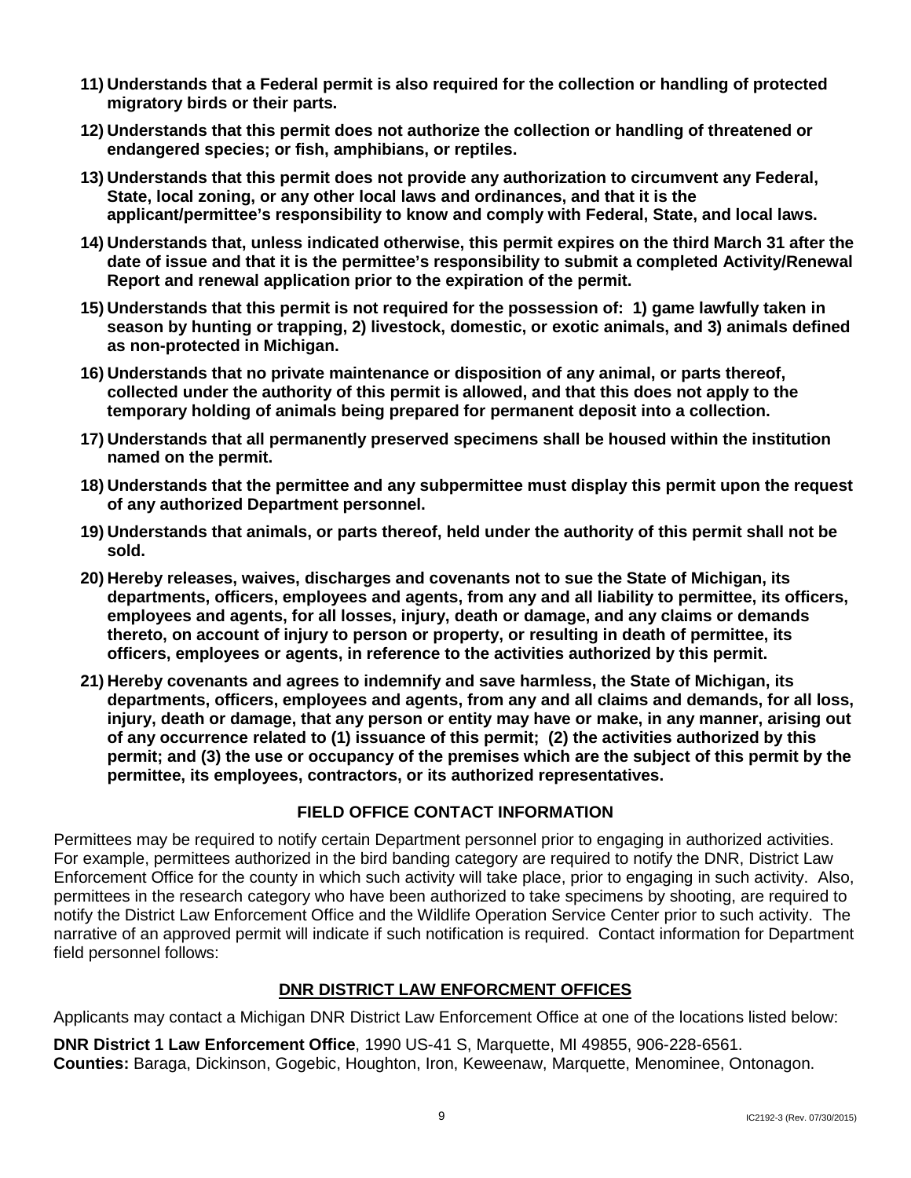11) **Understands that a Federal permit is also required for the collection or handling of protected migratory birds or their parts.**

12) **Understands that this permit does not authorize the collection or handling of threatened or endangered species; or fish, amphibians, or reptiles.**

13) **Understands that this permit does not provide any authorization to circumvent any Federal, State, local zoning, or any other local laws and ordinances, and that it is the applicant/permittee's responsibility to know and comply with Federal, State, and local laws.**

14) **Understands that, unless indicated otherwise, this permit expires on the third March 31 after the date of issue and that it is the permittee's responsibility to submit a completed Activity/Renewal Report and renewal application prior to the expiration of the permit.**

15) **Understands that this permit is not required for the possession of: 1) game lawfully taken in season by hunting or trapping, 2) livestock, domestic, or exotic animals, and 3) animals defined as non-protected in Michigan.**

16) **Understands that no private maintenance or disposition of any animal, or parts thereof, collected under the authority of this permit is allowed, and that this does not apply to the temporary holding of animals being prepared for permanent deposit into a collection.**

17) **Understands that all permanently preserved specimens shall be housed within the institution named on the permit.**

18) **Understands that the permittee and any subpermittee must display this permit upon the request of any authorized Department personnel.**

19) **Understands that animals, or parts thereof, held under the authority of this permit shall not be sold.**

20) **Hereby releases, waives, discharges and covenants not to sue the State of Michigan, its departments, officers, employees and agents, from any and all liability to permittee, its officers, employees and agents, for all losses, injury, death or damage, and any claims or demands thereto, on account of injury to person or property, or resulting in death of permittee, its officers, employees or agents, in reference to the activities authorized by this permit.**

21) **Hereby covenants and agrees to indemnify and save harmless, the State of Michigan, its departments, officers, employees and agents, from any and all claims and demands, for all loss, injury, death or damage, that any person or entity may have or make, in any manner, arising out of any occurrence related to (1) issuance of this permit; (2) the activities authorized by this permit; and (3) the use or occupancy of the premises which are the subject of this permit by the permittee, its employees, contractors, or its authorized representatives.**

## FIELD OFFICE CONTACT INFORMATION

Permittees may be required to notify certain Department personnel prior to engaging in authorized activities. For example, permittees authorized in the bird banding category are required to notify the DNR, District Law Enforcement Office for the county in which such activity will take place, prior to engaging in such activity. Also, permittees in the research category who have been authorized to take specimens by shooting, are required to notify the District Law Enforcement Office and the Wildlife Operation Service Center prior to such activity. The narrative of an approved permit will indicate if such notification is required. Contact information for Department field personnel follows:

## DNR DISTRICT LAW ENFORCMENT OFFICES

Applicants may contact a Michigan DNR District Law Enforcement Office at one of the locations listed below:

**DNR District 1 Law Enforcement Office**, 1990 US-41 S, Marquette, MI 49855, 906-228-6561.
**Counties:** Baraga, Dickinson, Gogebic, Houghton, Iron, Keweenaw, Marquette, Menominee, Ontonagon.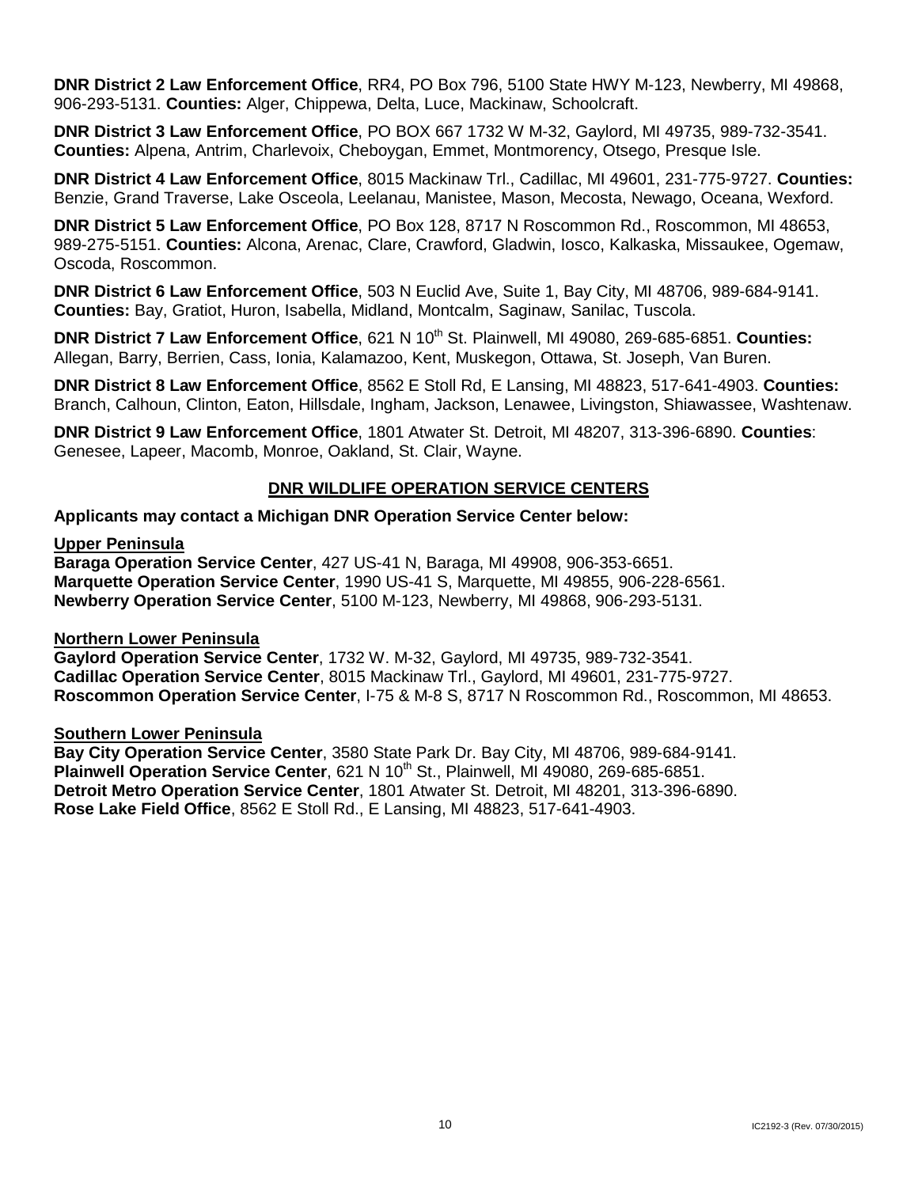**DNR District 2 Law Enforcement Office**, RR4, PO Box 796, 5100 State HWY M-123, Newberry, MI 49868, 906-293-5131. **Counties:** Alger, Chippewa, Delta, Luce, Mackinaw, Schoolcraft.

**DNR District 3 Law Enforcement Office**, PO BOX 667 1732 W M-32, Gaylord, MI 49735, 989-732-3541. **Counties:** Alpena, Antrim, Charlevoix, Cheboygan, Emmet, Montmorency, Otsego, Presque Isle.

**DNR District 4 Law Enforcement Office**, 8015 Mackinaw Trl., Cadillac, MI 49601, 231-775-9727. **Counties:** Benzie, Grand Traverse, Lake Osceola, Leelanau, Manistee, Mason, Mecosta, Newago, Oceana, Wexford.

**DNR District 5 Law Enforcement Office**, PO Box 128, 8717 N Roscommon Rd., Roscommon, MI 48653, 989-275-5151. **Counties:** Alcona, Arenac, Clare, Crawford, Gladwin, Iosco, Kalkaska, Missaukee, Ogemaw, Oscoda, Roscommon.

**DNR District 6 Law Enforcement Office**, 503 N Euclid Ave, Suite 1, Bay City, MI 48706, 989-684-9141. **Counties:** Bay, Gratiot, Huron, Isabella, Midland, Montcalm, Saginaw, Sanilac, Tuscola.

**DNR District 7 Law Enforcement Office**, 621 N 10th St. Plainwell, MI 49080, 269-685-6851. **Counties:** Allegan, Barry, Berrien, Cass, Ionia, Kalamazoo, Kent, Muskegon, Ottawa, St. Joseph, Van Buren.

**DNR District 8 Law Enforcement Office**, 8562 E Stoll Rd, E Lansing, MI 48823, 517-641-4903. **Counties:** Branch, Calhoun, Clinton, Eaton, Hillsdale, Ingham, Jackson, Lenawee, Livingston, Shiawassee, Washtenaw.

**DNR District 9 Law Enforcement Office**, 1801 Atwater St. Detroit, MI 48207, 313-396-6890. **Counties**: Genesee, Lapeer, Macomb, Monroe, Oakland, St. Clair, Wayne.

## DNR WILDLIFE OPERATION SERVICE CENTERS

**Applicants may contact a Michigan DNR Operation Service Center below:**

**Upper Peninsula**

**Baraga Operation Service Center**, 427 US-41 N, Baraga, MI 49908, 906-353-6651.
**Marquette Operation Service Center**, 1990 US-41 S, Marquette, MI 49855, 906-228-6561.
**Newberry Operation Service Center**, 5100 M-123, Newberry, MI 49868, 906-293-5131.

**Northern Lower Peninsula**

**Gaylord Operation Service Center**, 1732 W. M-32, Gaylord, MI 49735, 989-732-3541.
**Cadillac Operation Service Center**, 8015 Mackinaw Trl., Gaylord, MI 49601, 231-775-9727.
**Roscommon Operation Service Center**, I-75 & M-8 S, 8717 N Roscommon Rd., Roscommon, MI 48653.

**Southern Lower Peninsula**

**Bay City Operation Service Center**, 3580 State Park Dr. Bay City, MI 48706, 989-684-9141.
**Plainwell Operation Service Center**, 621 N 10th St., Plainwell, MI 49080, 269-685-6851.
**Detroit Metro Operation Service Center**, 1801 Atwater St. Detroit, MI 48201, 313-396-6890.
**Rose Lake Field Office**, 8562 E Stoll Rd., E Lansing, MI 48823, 517-641-4903.

IC2192-3 (Rev. 07/30/2015)